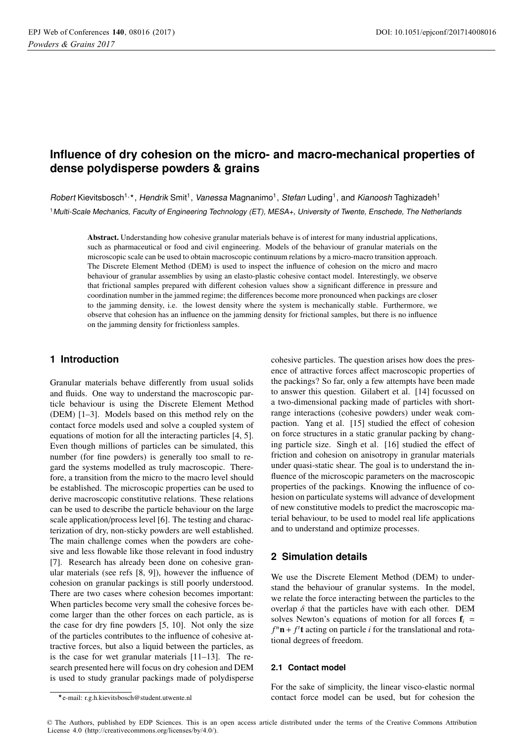# Influence of dry cohesion on the micro- and macro-mechanical properties of dense polydisperse powders & grains

*Robert* Kievitsbosch[1,⋆], *Hendrik* Smit[1], *Vanessa* Magnanimo[1], *Stefan* Luding[1], and *Kianoosh* Taghizadeh[1]

[1] *Multi-Scale Mechanics, Faculty of Engineering Technology (ET), MESA+, University of Twente, Enschede, The Netherlands*

**Abstract.** Understanding how cohesive granular materials behave is of interest for many industrial applications, such as pharmaceutical or food and civil engineering. Models of the behaviour of granular materials on the microscopic scale can be used to obtain macroscopic continuum relations by a micro-macro transition approach. The Discrete Element Method (DEM) is used to inspect the influence of cohesion on the micro and macro behaviour of granular assemblies by using an elasto-plastic cohesive contact model. Interestingly, we observe that frictional samples prepared with different cohesion values show a significant difference in pressure and coordination number in the jammed regime; the differences become more pronounced when packings are closer to the jamming density, i.e. the lowest density where the system is mechanically stable. Furthermore, we observe that cohesion has an influence on the jamming density for frictional samples, but there is no influence on the jamming density for frictionless samples.

## 1 Introduction

Granular materials behave differently from usual solids and fluids. One way to understand the macroscopic particle behaviour is using the Discrete Element Method (DEM) [1–3]. Models based on this method rely on the contact force models used and solve a coupled system of equations of motion for all the interacting particles [4, 5]. Even though millions of particles can be simulated, this number (for fine powders) is generally too small to regard the systems modelled as truly macroscopic. Therefore, a transition from the micro to the macro level should be established. The microscopic properties can be used to derive macroscopic constitutive relations. These relations can be used to describe the particle behaviour on the large scale application/process level [6]. The testing and characterization of dry, non-sticky powders are well established. The main challenge comes when the powders are cohesive and less flowable like those relevant in food industry [7]. Research has already been done on cohesive granular materials (see refs [8, 9]), however the influence of cohesion on granular packings is still poorly understood. There are two cases where cohesion becomes important: When particles become very small the cohesive forces become larger than the other forces on each particle, as is the case for dry fine powders [5, 10]. Not only the size of the particles contributes to the influence of cohesive attractive forces, but also a liquid between the particles, as is the case for wet granular materials [11–13]. The research presented here will focus on dry cohesion and DEM is used to study granular packings made of polydisperse cohesive particles. The question arises how does the presence of attractive forces affect macroscopic properties of the packings? So far, only a few attempts have been made to answer this question. Gilabert et al. [14] focussed on a two-dimensional packing made of particles with short-range interactions (cohesive powders) under weak compaction. Yang et al. [15] studied the effect of cohesion on force structures in a static granular packing by changing particle size. Singh et al. [16] studied the effect of friction and cohesion on anisotropy in granular materials under quasi-static shear. The goal is to understand the influence of the microscopic parameters on the macroscopic properties of the packings. Knowing the influence of cohesion on particulate systems will advance of development of new constitutive models to predict the macroscopic material behaviour, to be used to model real life applications and to understand and optimize processes.

## 2 Simulation details

We use the Discrete Element Method (DEM) to understand the behaviour of granular systems. In the model, we relate the force interacting between the particles to the overlap $\delta$ that the particles have with each other. DEM solves Newton's equations of motion for all forces $\mathbf{f}_i = f^n\mathbf{n} + f^t\mathbf{t}$ acting on particle $i$ for the translational and rotational degrees of freedom.

### 2.1 Contact model

For the sake of simplicity, the linear visco-elastic normal contact force model can be used, but for cohesion the

⋆e-mail: r.g.h.kievitsbosch@student.utwente.nl

© The Authors, published by EDP Sciences. This is an open access article distributed under the terms of the Creative Commons Attribution License 4.0 (http://creativecommons.org/licenses/by/4.0/).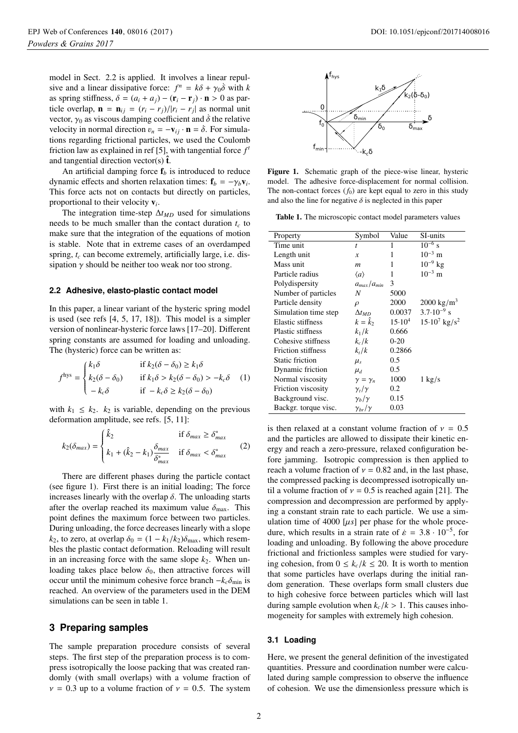model in Sect. 2.2 is applied. It involves a linear repulsive and a linear dissipative force: $f^n = k\delta + \gamma_0\dot{\delta}$ with $k$ as spring stiffness, $\delta = (a_i + a_j) - (\mathbf{r}_i - \mathbf{r}_j)\cdot\mathbf{n} > 0$ as particle overlap, $\mathbf{n} = \mathbf{n}_{ij} = (r_i - r_j)/|r_i - r_j|$ as normal unit vector, $\gamma_0$ as viscous damping coefficient and $\dot{\delta}$ the relative velocity in normal direction $v_n = -\mathbf{v}_{ij}\cdot\mathbf{n} = \dot{\delta}$. For simulations regarding frictional particles, we used the Coulomb friction law as explained in ref [5], with tangential force $f^t$ and tangential direction vector(s) $\hat{\mathbf{t}}$.

An artificial damping force $\mathbf{f}_b$ is introduced to reduce dynamic effects and shorten relaxation times: $\mathbf{f}_b = -\gamma_b\mathbf{v}_i$. This force acts not on contacts but directly on particles, proportional to their velocity $\mathbf{v}_i$.

The integration time-step $\Delta t_{MD}$ used for simulations needs to be much smaller than the contact duration $t_c$ to make sure that the integration of the equations of motion is stable. Note that in extreme cases of an overdamped spring, $t_c$ can become extremely, artificially large, i.e. dissipation $\gamma$ should be neither too weak nor too strong.

### 2.2 Adhesive, elasto-plastic contact model

In this paper, a linear variant of the hysteric spring model is used (see refs [4, 5, 17, 18]). This model is a simpler version of nonlinear-hysteric force laws [17–20]. Different spring constants are assumed for loading and unloading. The (hysteric) force can be written as:

$$
f^{\rm hys} = \begin{cases} k_1\delta & \text{if } k_2(\delta-\delta_0) \geq k_1\delta \\ k_2(\delta-\delta_0) & \text{if } k_1\delta > k_2(\delta-\delta_0) > -k_c\delta \\ -k_c\delta & \text{if } -k_c\delta \geq k_2(\delta-\delta_0) \end{cases} \quad (1)
$$

with $k_1 \leq k_2$. $k_2$ is variable, depending on the previous deformation amplitude, see refs. [5, 11]:

$$
k_2(\delta_{max}) = \begin{cases} \hat{k}_2 & \text{if } \delta_{max} \geq \delta^*_{max} \\ k_1 + (\hat{k}_2 - k_1)\dfrac{\delta_{max}}{\delta^*_{max}} & \text{if } \delta_{max} < \delta^*_{max} \end{cases} \quad (2)
$$

There are different phases during the particle contact (see figure 1). First there is an initial loading; The force increases linearly with the overlap $\delta$. The unloading starts after the overlap reached its maximum value $\delta_{\rm max}$. This point defines the maximum force between two particles. During unloading, the force decreases linearly with a slope $k_2$, to zero, at overlap $\delta_0 = (1 - k_1/k_2)\delta_{\rm max}$, which resembles the plastic contact deformation. Reloading will result in an increasing force with the same slope $k_2$. When unloading takes place below $\delta_0$, then attractive forces will occur until the minimum cohesive force branch $-k_c\delta_{\rm min}$ is reached. An overview of the parameters used in the DEM simulations can be seen in table 1.

## 3 Preparing samples

The sample preparation procedure consists of several steps. The first step of the preparation process is to compress isotropically the loose packing that was created randomly (with small overlaps) with a volume fraction of $\nu = 0.3$ up to a volume fraction of $\nu = 0.5$. The system is then relaxed at a constant volume fraction of $\nu = 0.5$ and the particles are allowed to dissipate their kinetic energy and reach a zero-pressure, relaxed configuration before jamming. Isotropic compression is then applied to reach a volume fraction of $\nu = 0.82$ and, in the last phase, the compressed packing is decompressed isotropically until a volume fraction of $\nu = 0.5$ is reached again [21]. The compression and decompression are performed by applying a constant strain rate to each particle. We use a simulation time of 4000 [$\mu s$] per phase for the whole procedure, which results in a strain rate of $\dot{\varepsilon} = 3.8\cdot10^{-5}$, for loading and unloading. By following the above procedure frictional and frictionless samples were studied for varying cohesion, from $0 \leq k_c/k \leq 20$. It is worth to mention that some particles have overlaps during the initial random generation. These overlaps form small clusters due to high cohesive force between particles which will last during sample evolution when $k_c/k > 1$. This causes inhomogeneity for samples with extremely high cohesion.

**Figure 1.** Schematic graph of the piece-wise linear, hysteric model. The adhesive force-displacement for normal collision. The non-contact forces ($f_0$) are kept equal to zero in this study and also the line for negative $\delta$ is neglected in this paper

**Table 1.** The microscopic contact model parameters values

| Property | Symbol | Value | SI-units |
|---|---|---|---|
| Time unit | $t$ | 1 | $10^{-6}$ s |
| Length unit | $x$ | 1 | $10^{-3}$ m |
| Mass unit | $m$ | 1 | $10^{-9}$ kg |
| Particle radius | $\langle a\rangle$ | 1 | $10^{-3}$ m |
| Polydispersity | $a_{max}/a_{min}$ | 3 | |
| Number of particles | $N$ | 5000 | |
| Particle density | $\rho$ | 2000 | 2000 kg/m$^3$ |
| Simulation time step | $\Delta t_{MD}$ | 0.0037 | $3.7\cdot10^{-9}$ s |
| Elastic stiffness | $k = \hat{k}_2$ | $15\cdot10^4$ | $15\cdot10^7$ kg/s$^2$ |
| Plastic stiffness | $k_1/k$ | 0.666 | |
| Cohesive stiffness | $k_c/k$ | 0-20 | |
| Friction stiffness | $k_t/k$ | 0.2866 | |
| Static friction | $\mu_s$ | 0.5 | |
| Dynamic friction | $\mu_d$ | 0.5 | |
| Normal viscosity | $\gamma = \gamma_n$ | 1000 | 1 kg/s |
| Friction viscosity | $\gamma_t/\gamma$ | 0.2 | |
| Background visc. | $\gamma_b/\gamma$ | 0.15 | |
| Backgr. torque visc. | $\gamma_{br}/\gamma$ | 0.03 | |

### 3.1 Loading

Here, we present the general definition of the investigated quantities. Pressure and coordination number were calculated during sample compression to observe the influence of cohesion. We use the dimensionless pressure which is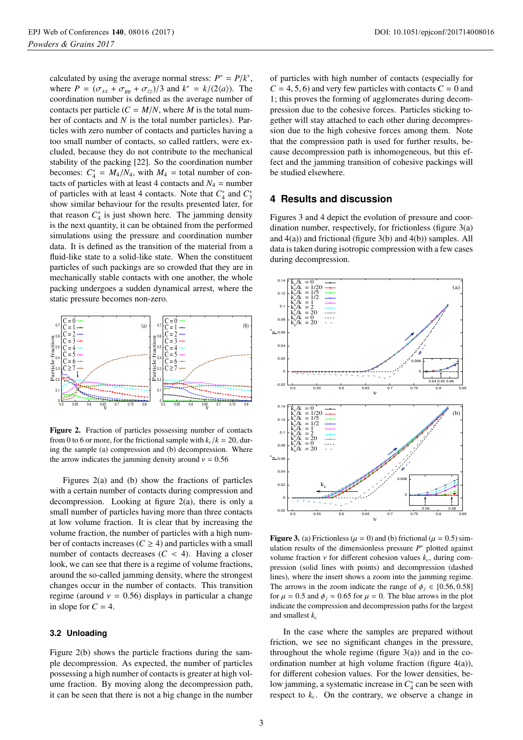calculated by using the average normal stress: $P^* = P/k^*$, where $P = (\sigma_{xx} + \sigma_{yy} + \sigma_{zz})/3$ and $k^* = k/(2\langle a \rangle)$. The coordination number is defined as the average number of contacts per particle ($C = M/N$, where $M$ is the total number of contacts and $N$ is the total number particles). Particles with zero number of contacts and particles having a too small number of contacts, so called rattlers, were excluded, because they do not contribute to the mechanical stability of the packing [22]. So the coordination number becomes: $C_4^* = M_4/N_4$, with $M_4$ = total number of contacts of particles with at least 4 contacts and $N_4$ = number of particles with at least 4 contacts. Note that $C_4^*$ and $C_3^*$ show similar behaviour for the results presented later, for that reason $C_4^*$ is just shown here. The jamming density is the next quantity, it can be obtained from the performed simulations using the pressure and coordination number data. It is defined as the transition of the material from a fluid-like state to a solid-like state. When the constituent particles of such packings are so crowded that they are in mechanically stable contacts with one another, the whole packing undergoes a sudden dynamical arrest, where the static pressure becomes non-zero.

**Figure 2.** Fraction of particles possessing number of contacts from 0 to 6 or more, for the frictional sample with $k_c/k = 20$, during the sample (a) compression and (b) decompression. Where the arrow indicates the jamming density around $\nu = 0.56$

Figures 2(a) and (b) show the fractions of particles with a certain number of contacts during compression and decompression. Looking at figure 2(a), there is only a small number of particles having more than three contacts at low volume fraction. It is clear that by increasing the volume fraction, the number of particles with a high number of contacts increases ($C \geq 4$) and particles with a small number of contacts decreases ($C < 4$). Having a closer look, we can see that there is a regime of volume fractions, around the so-called jamming density, where the strongest changes occur in the number of contacts. This transition regime (around $\nu = 0.56$) displays in particular a change in slope for $C = 4$.

### 3.2 Unloading

Figure 2(b) shows the particle fractions during the sample decompression. As expected, the number of particles possessing a high number of contacts is greater at high volume fraction. By moving along the decompression path, it can be seen that there is not a big change in the number of particles with high number of contacts (especially for $C = 4, 5, 6$) and very few particles with contacts $C = 0$ and 1; this proves the forming of agglomerates during decompression due to the cohesive forces. Particles sticking together will stay attached to each other during decompression due to the high cohesive forces among them. Note that the compression path is used for further results, because decompression path is inhomogeneous, but this effect and the jamming transition of cohesive packings will be studied elsewhere.

## 4 Results and discussion

Figures 3 and 4 depict the evolution of pressure and coordination number, respectively, for frictionless (figure 3(a) and 4(a)) and frictional (figure 3(b) and 4(b)) samples. All data is taken during isotropic compression with a few cases during decompression.

**Figure 3.** (a) Frictionless ($\mu = 0$) and (b) frictional ($\mu = 0.5$) simulation results of the dimensionless pressure $P^*$ plotted against volume fraction $\nu$ for different cohesion values $k_c$, during compression (solid lines with points) and decompression (dashed lines), where the insert shows a zoom into the jamming regime. The arrows in the zoom indicate the range of $\phi_j \in [0.56, 0.58]$ for $\mu = 0.5$ and $\phi_j \approx 0.65$ for $\mu = 0$. The blue arrows in the plot indicate the compression and decompression paths for the largest and smallest $k_c$

In the case where the samples are prepared without friction, we see no significant changes in the pressure, throughout the whole regime (figure 3(a)) and in the coordination number at high volume fraction (figure 4(a)), for different cohesion values. For the lower densities, below jamming, a systematic increase in $C_4^*$ can be seen with respect to $k_c$. On the contrary, we observe a change in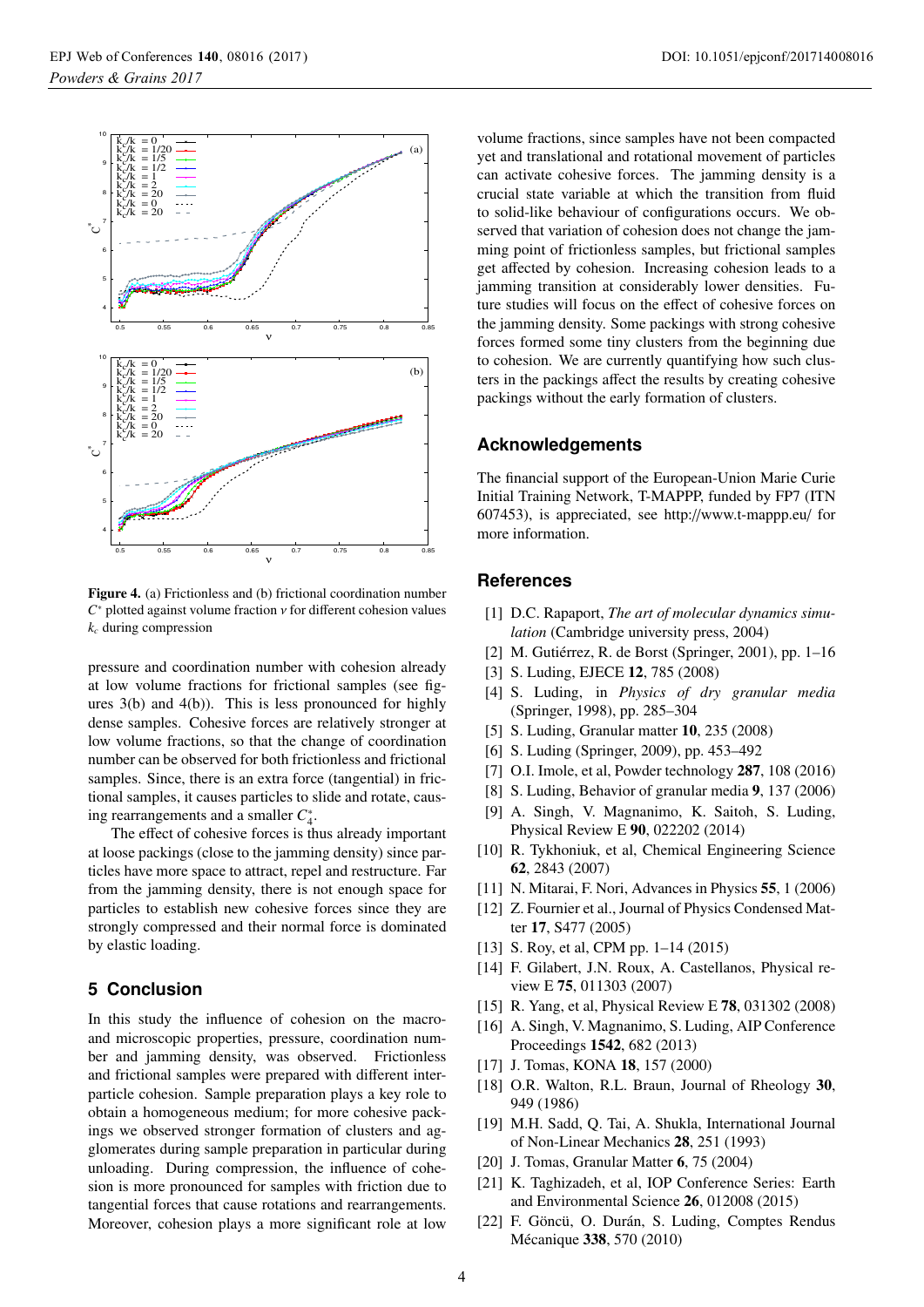10

$k_c/k = 0$
$k_c/k = 1/20$
$k_c/k = 1/5$
$k_c/k = 1/2$
$k_c/k = 1$
$k_c/k = 2$
$k_c/k = 20$
$k_c/k = 0$
$k_c/k = 20$

(a)

9
8
7
6
5
4

$C^*$

0.5 0.55 0.6 0.65 0.7 0.75 0.8 0.85

ν

10

$k_c/k = 0$
$k_c/k = 1/20$
$k_c/k = 1/5$
$k_c/k = 1/2$
$k_c/k = 1$
$k_c/k = 2$
$k_c/k = 20$
$k_c/k = 0$
$k_c/k = 20$

(b)

9
8
7
6
5
4

$C^*$

0.5 0.55 0.6 0.65 0.7 0.75 0.8 0.85

ν

**Figure 4.** (a) Frictionless and (b) frictional coordination number $C^*$ plotted against volume fraction $\nu$ for different cohesion values $k_c$ during compression

pressure and coordination number with cohesion already at low volume fractions for frictional samples (see figures 3(b) and 4(b)). This is less pronounced for highly dense samples. Cohesive forces are relatively stronger at low volume fractions, so that the change of coordination number can be observed for both frictionless and frictional samples. Since, there is an extra force (tangential) in frictional samples, it causes particles to slide and rotate, causing rearrangements and a smaller $C_4^*$.

The effect of cohesive forces is thus already important at loose packings (close to the jamming density) since particles have more space to attract, repel and restructure. Far from the jamming density, there is not enough space for particles to establish new cohesive forces since they are strongly compressed and their normal force is dominated by elastic loading.

## 5 Conclusion

In this study the influence of cohesion on the macro- and microscopic properties, pressure, coordination number and jamming density, was observed. Frictionless and frictional samples were prepared with different interparticle cohesion. Sample preparation plays a key role to obtain a homogeneous medium; for more cohesive packings we observed stronger formation of clusters and agglomerates during sample preparation in particular during unloading. During compression, the influence of cohesion is more pronounced for samples with friction due to tangential forces that cause rotations and rearrangements. Moreover, cohesion plays a more significant role at low volume fractions, since samples have not been compacted yet and translational and rotational movement of particles can activate cohesive forces. The jamming density is a crucial state variable at which the transition from fluid to solid-like behaviour of configurations occurs. We observed that variation of cohesion does not change the jamming point of frictionless samples, but frictional samples get affected by cohesion. Increasing cohesion leads to a jamming transition at considerably lower densities. Future studies will focus on the effect of cohesive forces on the jamming density. Some packings with strong cohesive forces formed some tiny clusters from the beginning due to cohesion. We are currently quantifying how such clusters in the packings affect the results by creating cohesive packings without the early formation of clusters.

## Acknowledgements

The financial support of the European-Union Marie Curie Initial Training Network, T-MAPPP, funded by FP7 (ITN 607453), is appreciated, see http://www.t-mappp.eu/ for more information.

## References

[1] D.C. Rapaport, *The art of molecular dynamics simulation* (Cambridge university press, 2004)

[2] M. Gutiérrez, R. de Borst (Springer, 2001), pp. 1–16

[3] S. Luding, EJECE **12**, 785 (2008)

[4] S. Luding, in *Physics of dry granular media* (Springer, 1998), pp. 285–304

[5] S. Luding, Granular matter **10**, 235 (2008)

[6] S. Luding (Springer, 2009), pp. 453–492

[7] O.I. Imole, et al, Powder technology **287**, 108 (2016)

[8] S. Luding, Behavior of granular media **9**, 137 (2006)

[9] A. Singh, V. Magnanimo, K. Saitoh, S. Luding, Physical Review E **90**, 022202 (2014)

[10] R. Tykhoniuk, et al, Chemical Engineering Science **62**, 2843 (2007)

[11] N. Mitarai, F. Nori, Advances in Physics **55**, 1 (2006)

[12] Z. Fournier et al., Journal of Physics Condensed Matter **17**, S477 (2005)

[13] S. Roy, et al, CPM pp. 1–14 (2015)

[14] F. Gilabert, J.N. Roux, A. Castellanos, Physical review E **75**, 011303 (2007)

[15] R. Yang, et al, Physical Review E **78**, 031302 (2008)

[16] A. Singh, V. Magnanimo, S. Luding, AIP Conference Proceedings **1542**, 682 (2013)

[17] J. Tomas, KONA **18**, 157 (2000)

[18] O.R. Walton, R.L. Braun, Journal of Rheology **30**, 949 (1986)

[19] M.H. Sadd, Q. Tai, A. Shukla, International Journal of Non-Linear Mechanics **28**, 251 (1993)

[20] J. Tomas, Granular Matter **6**, 75 (2004)

[21] K. Taghizadeh, et al, IOP Conference Series: Earth and Environmental Science **26**, 012008 (2015)

[22] F. Göncü, O. Durán, S. Luding, Comptes Rendus Mécanique **338**, 570 (2010)